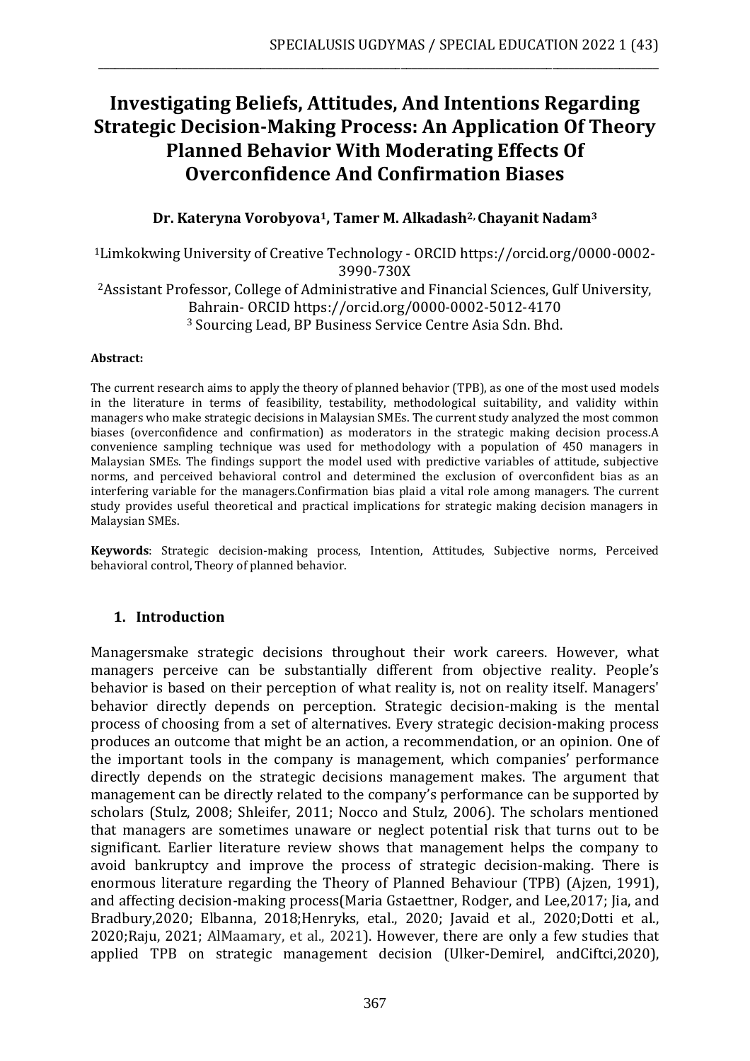# Investigating Beliefs, Attitudes, And Intentions Regarding Strategic Decision-Making Process: An Application Of Theory Planned Behavior With Moderating Effects Of Overconfidence And Confirmation Biases

**Dr. Kateryna Vorobyova[1], Tamer M. Alkadash[2], Chayanit Nadam[3]**

[1]Limkokwing University of Creative Technology - ORCID https://orcid.org/0000-0002-3990-730X

[2]Assistant Professor, College of Administrative and Financial Sciences, Gulf University, Bahrain- ORCID https://orcid.org/0000-0002-5012-4170

[3] Sourcing Lead, BP Business Service Centre Asia Sdn. Bhd.

**Abstract:**

The current research aims to apply the theory of planned behavior (TPB), as one of the most used models in the literature in terms of feasibility, testability, methodological suitability, and validity within managers who make strategic decisions in Malaysian SMEs. The current study analyzed the most common biases (overconfidence and confirmation) as moderators in the strategic making decision process.A convenience sampling technique was used for methodology with a population of 450 managers in Malaysian SMEs. The findings support the model used with predictive variables of attitude, subjective norms, and perceived behavioral control and determined the exclusion of overconfident bias as an interfering variable for the managers.Confirmation bias plaid a vital role among managers. The current study provides useful theoretical and practical implications for strategic making decision managers in Malaysian SMEs.

**Keywords**: Strategic decision-making process, Intention, Attitudes, Subjective norms, Perceived behavioral control, Theory of planned behavior.

## 1. Introduction

Managersmake strategic decisions throughout their work careers. However, what managers perceive can be substantially different from objective reality. People's behavior is based on their perception of what reality is, not on reality itself. Managers' behavior directly depends on perception. Strategic decision-making is the mental process of choosing from a set of alternatives. Every strategic decision-making process produces an outcome that might be an action, a recommendation, or an opinion. One of the important tools in the company is management, which companies' performance directly depends on the strategic decisions management makes. The argument that management can be directly related to the company's performance can be supported by scholars (Stulz, 2008; Shleifer, 2011; Nocco and Stulz, 2006). The scholars mentioned that managers are sometimes unaware or neglect potential risk that turns out to be significant. Earlier literature review shows that management helps the company to avoid bankruptcy and improve the process of strategic decision-making. There is enormous literature regarding the Theory of Planned Behaviour (TPB) (Ajzen, 1991), and affecting decision-making process(Maria Gstaettner, Rodger, and Lee,2017; Jia, and Bradbury,2020; Elbanna, 2018;Henryks, etal., 2020; Javaid et al., 2020;Dotti et al., 2020;Raju, 2021; AlMaamary, et al., 2021). However, there are only a few studies that applied TPB on strategic management decision (Ulker-Demirel, andCiftci,2020),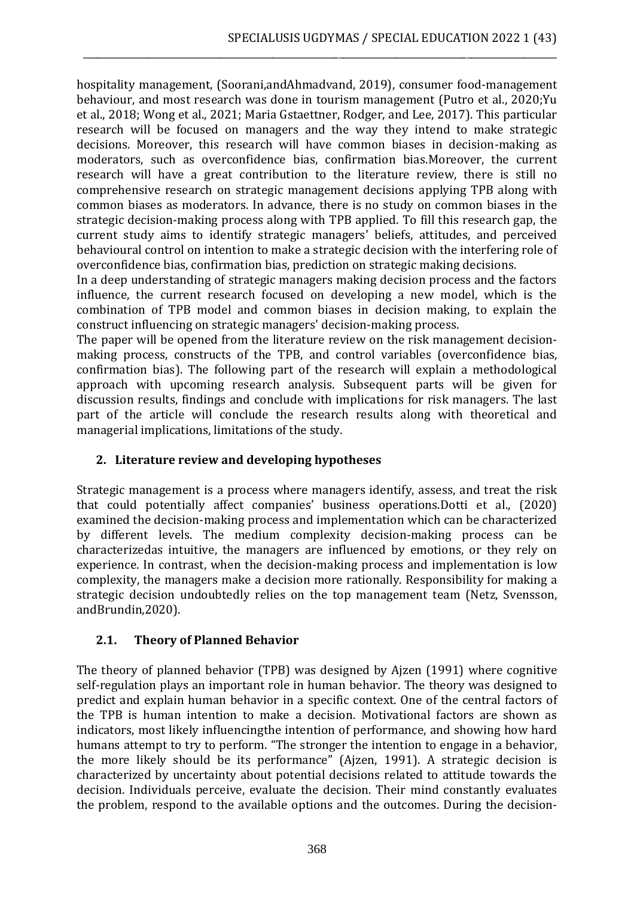hospitality management, (Soorani,andAhmadvand, 2019), consumer food-management behaviour, and most research was done in tourism management (Putro et al., 2020;Yu et al., 2018; Wong et al., 2021; Maria Gstaettner, Rodger, and Lee, 2017). This particular research will be focused on managers and the way they intend to make strategic decisions. Moreover, this research will have common biases in decision-making as moderators, such as overconfidence bias, confirmation bias.Moreover, the current research will have a great contribution to the literature review, there is still no comprehensive research on strategic management decisions applying TPB along with common biases as moderators. In advance, there is no study on common biases in the strategic decision-making process along with TPB applied. To fill this research gap, the current study aims to identify strategic managers' beliefs, attitudes, and perceived behavioural control on intention to make a strategic decision with the interfering role of overconfidence bias, confirmation bias, prediction on strategic making decisions.

In a deep understanding of strategic managers making decision process and the factors influence, the current research focused on developing a new model, which is the combination of TPB model and common biases in decision making, to explain the construct influencing on strategic managers' decision-making process.

The paper will be opened from the literature review on the risk management decision-making process, constructs of the TPB, and control variables (overconfidence bias, confirmation bias). The following part of the research will explain a methodological approach with upcoming research analysis. Subsequent parts will be given for discussion results, findings and conclude with implications for risk managers. The last part of the article will conclude the research results along with theoretical and managerial implications, limitations of the study.

## 2. Literature review and developing hypotheses

Strategic management is a process where managers identify, assess, and treat the risk that could potentially affect companies' business operations.Dotti et al., (2020) examined the decision-making process and implementation which can be characterized by different levels. The medium complexity decision-making process can be characterizedas intuitive, the managers are influenced by emotions, or they rely on experience. In contrast, when the decision-making process and implementation is low complexity, the managers make a decision more rationally. Responsibility for making a strategic decision undoubtedly relies on the top management team (Netz, Svensson, andBrundin,2020).

### 2.1. Theory of Planned Behavior

The theory of planned behavior (TPB) was designed by Ajzen (1991) where cognitive self-regulation plays an important role in human behavior. The theory was designed to predict and explain human behavior in a specific context. One of the central factors of the TPB is human intention to make a decision. Motivational factors are shown as indicators, most likely influencingthe intention of performance, and showing how hard humans attempt to try to perform. "The stronger the intention to engage in a behavior, the more likely should be its performance" (Ajzen, 1991). A strategic decision is characterized by uncertainty about potential decisions related to attitude towards the decision. Individuals perceive, evaluate the decision. Their mind constantly evaluates the problem, respond to the available options and the outcomes. During the decision-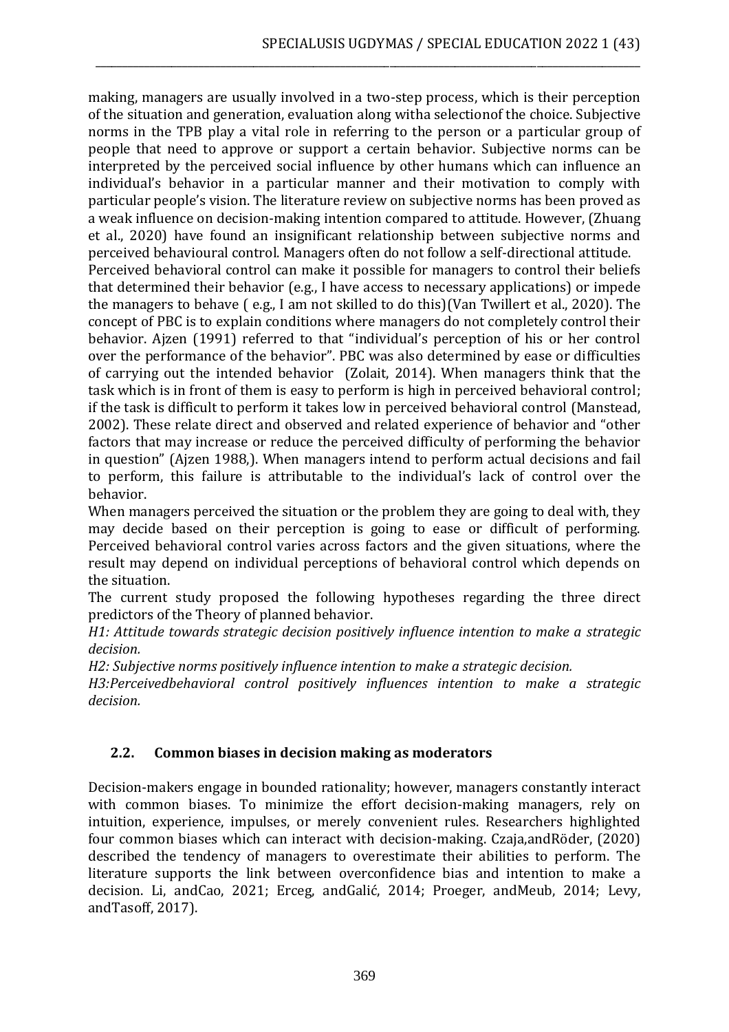making, managers are usually involved in a two-step process, which is their perception of the situation and generation, evaluation along witha selectionof the choice. Subjective norms in the TPB play a vital role in referring to the person or a particular group of people that need to approve or support a certain behavior. Subjective norms can be interpreted by the perceived social influence by other humans which can influence an individual's behavior in a particular manner and their motivation to comply with particular people's vision. The literature review on subjective norms has been proved as a weak influence on decision-making intention compared to attitude. However, (Zhuang et al., 2020) have found an insignificant relationship between subjective norms and perceived behavioural control. Managers often do not follow a self-directional attitude.

Perceived behavioral control can make it possible for managers to control their beliefs that determined their behavior (e.g., I have access to necessary applications) or impede the managers to behave ( e.g., I am not skilled to do this)(Van Twillert et al., 2020). The concept of PBC is to explain conditions where managers do not completely control their behavior. Ajzen (1991) referred to that "individual's perception of his or her control over the performance of the behavior". PBC was also determined by ease or difficulties of carrying out the intended behavior (Zolait, 2014). When managers think that the task which is in front of them is easy to perform is high in perceived behavioral control; if the task is difficult to perform it takes low in perceived behavioral control (Manstead, 2002). These relate direct and observed and related experience of behavior and "other factors that may increase or reduce the perceived difficulty of performing the behavior in question" (Ajzen 1988,). When managers intend to perform actual decisions and fail to perform, this failure is attributable to the individual's lack of control over the behavior.

When managers perceived the situation or the problem they are going to deal with, they may decide based on their perception is going to ease or difficult of performing. Perceived behavioral control varies across factors and the given situations, where the result may depend on individual perceptions of behavioral control which depends on the situation.

The current study proposed the following hypotheses regarding the three direct predictors of the Theory of planned behavior.

*H1: Attitude towards strategic decision positively influence intention to make a strategic decision.*

*H2: Subjective norms positively influence intention to make a strategic decision.*

*H3:Perceivedbehavioral control positively influences intention to make a strategic decision.*

## 2.2. Common biases in decision making as moderators

Decision-makers engage in bounded rationality; however, managers constantly interact with common biases. To minimize the effort decision-making managers, rely on intuition, experience, impulses, or merely convenient rules. Researchers highlighted four common biases which can interact with decision-making. Czaja,andRöder, (2020) described the tendency of managers to overestimate their abilities to perform. The literature supports the link between overconfidence bias and intention to make a decision. Li, andCao, 2021; Erceg, andGalić, 2014; Proeger, andMeub, 2014; Levy, andTasoff, 2017).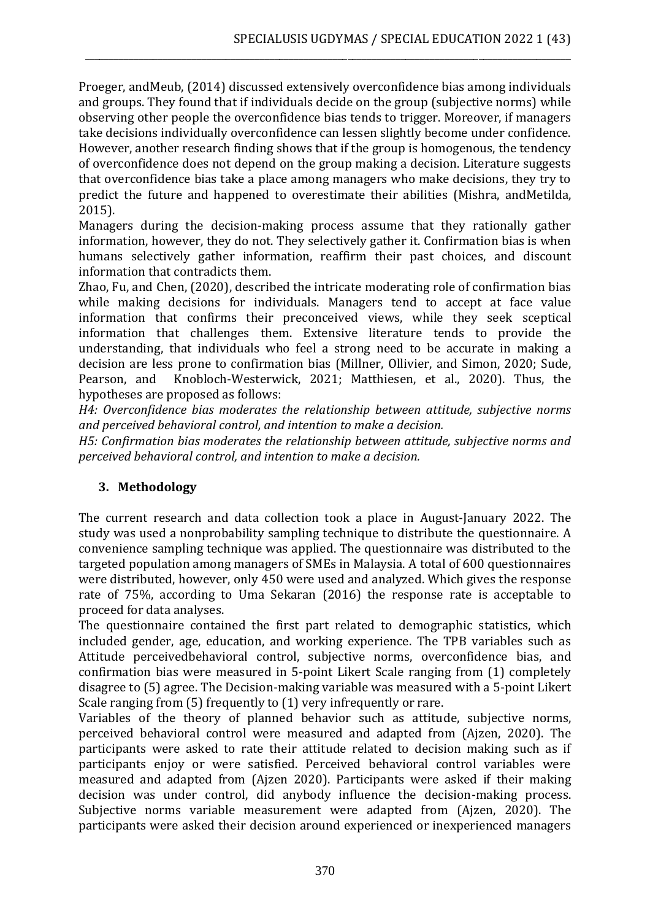Proeger, andMeub, (2014) discussed extensively overconfidence bias among individuals and groups. They found that if individuals decide on the group (subjective norms) while observing other people the overconfidence bias tends to trigger. Moreover, if managers take decisions individually overconfidence can lessen slightly become under confidence. However, another research finding shows that if the group is homogenous, the tendency of overconfidence does not depend on the group making a decision. Literature suggests that overconfidence bias take a place among managers who make decisions, they try to predict the future and happened to overestimate their abilities (Mishra, andMetilda, 2015).

Managers during the decision-making process assume that they rationally gather information, however, they do not. They selectively gather it. Confirmation bias is when humans selectively gather information, reaffirm their past choices, and discount information that contradicts them.

Zhao, Fu, and Chen, (2020), described the intricate moderating role of confirmation bias while making decisions for individuals. Managers tend to accept at face value information that confirms their preconceived views, while they seek sceptical information that challenges them. Extensive literature tends to provide the understanding, that individuals who feel a strong need to be accurate in making a decision are less prone to confirmation bias (Millner, Ollivier, and Simon, 2020; Sude, Pearson, and Knobloch-Westerwick, 2021; Matthiesen, et al., 2020). Thus, the hypotheses are proposed as follows:

*H4: Overconfidence bias moderates the relationship between attitude, subjective norms and perceived behavioral control, and intention to make a decision.*

*H5: Confirmation bias moderates the relationship between attitude, subjective norms and perceived behavioral control, and intention to make a decision.*

## 3. Methodology

The current research and data collection took a place in August-January 2022. The study was used a nonprobability sampling technique to distribute the questionnaire. A convenience sampling technique was applied. The questionnaire was distributed to the targeted population among managers of SMEs in Malaysia. A total of 600 questionnaires were distributed, however, only 450 were used and analyzed. Which gives the response rate of 75%, according to Uma Sekaran (2016) the response rate is acceptable to proceed for data analyses.

The questionnaire contained the first part related to demographic statistics, which included gender, age, education, and working experience. The TPB variables such as Attitude perceivedbehavioral control, subjective norms, overconfidence bias, and confirmation bias were measured in 5-point Likert Scale ranging from (1) completely disagree to (5) agree. The Decision-making variable was measured with a 5-point Likert Scale ranging from (5) frequently to (1) very infrequently or rare.

Variables of the theory of planned behavior such as attitude, subjective norms, perceived behavioral control were measured and adapted from (Ajzen, 2020). The participants were asked to rate their attitude related to decision making such as if participants enjoy or were satisfied. Perceived behavioral control variables were measured and adapted from (Ajzen 2020). Participants were asked if their making decision was under control, did anybody influence the decision-making process. Subjective norms variable measurement were adapted from (Ajzen, 2020). The participants were asked their decision around experienced or inexperienced managers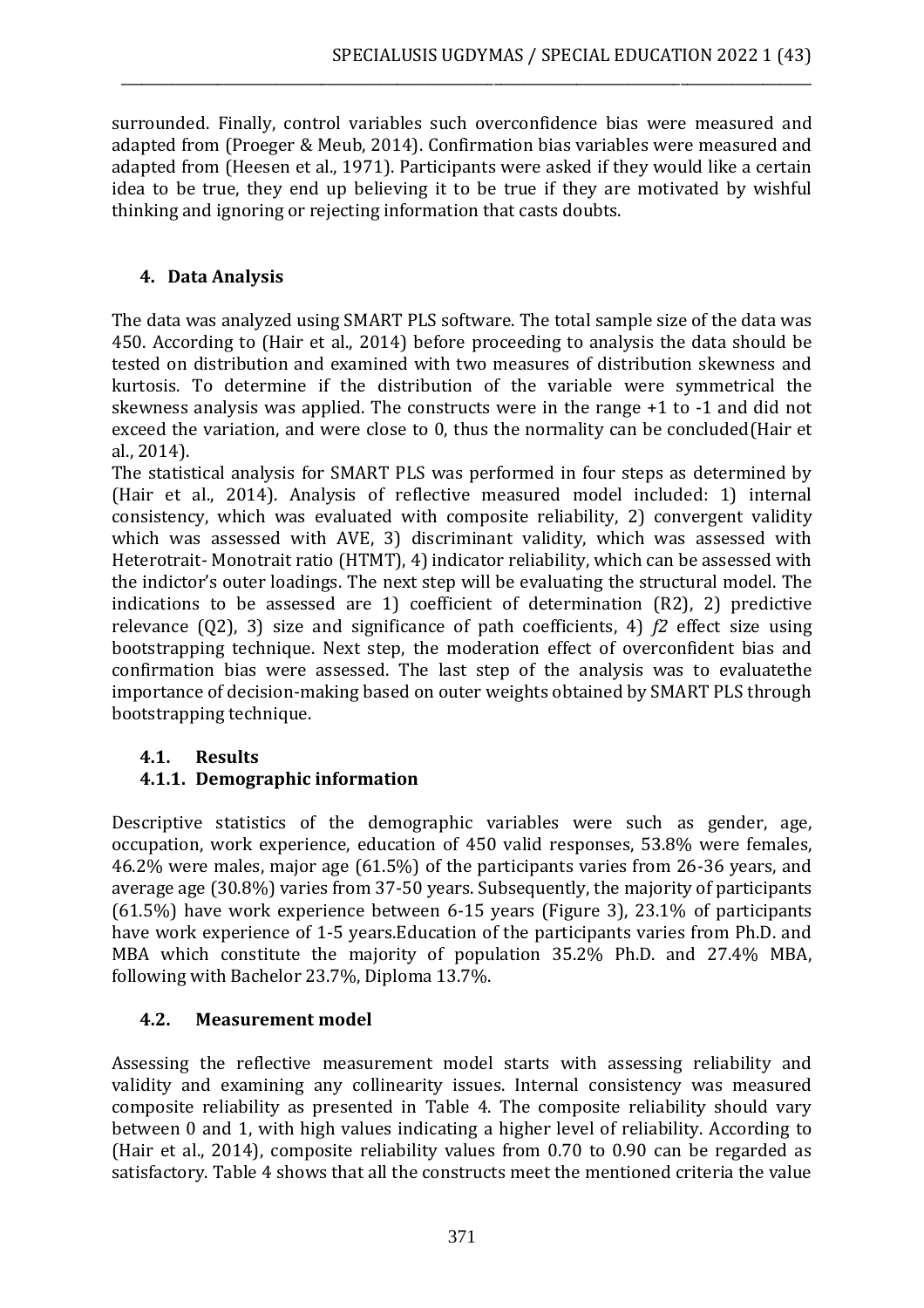surrounded. Finally, control variables such overconfidence bias were measured and adapted from (Proeger & Meub, 2014). Confirmation bias variables were measured and adapted from (Heesen et al., 1971). Participants were asked if they would like a certain idea to be true, they end up believing it to be true if they are motivated by wishful thinking and ignoring or rejecting information that casts doubts.

## 4. Data Analysis

The data was analyzed using SMART PLS software. The total sample size of the data was 450. According to (Hair et al., 2014) before proceeding to analysis the data should be tested on distribution and examined with two measures of distribution skewness and kurtosis. To determine if the distribution of the variable were symmetrical the skewness analysis was applied. The constructs were in the range +1 to -1 and did not exceed the variation, and were close to 0, thus the normality can be concluded(Hair et al., 2014).

The statistical analysis for SMART PLS was performed in four steps as determined by (Hair et al., 2014). Analysis of reflective measured model included: 1) internal consistency, which was evaluated with composite reliability, 2) convergent validity which was assessed with AVE, 3) discriminant validity, which was assessed with Heterotrait- Monotrait ratio (HTMT), 4) indicator reliability, which can be assessed with the indictor's outer loadings. The next step will be evaluating the structural model. The indications to be assessed are 1) coefficient of determination (R2), 2) predictive relevance (Q2), 3) size and significance of path coefficients, 4) *f2* effect size using bootstrapping technique. Next step, the moderation effect of overconfident bias and confirmation bias were assessed. The last step of the analysis was to evaluatethe importance of decision-making based on outer weights obtained by SMART PLS through bootstrapping technique.

### 4.1. Results

#### 4.1.1. Demographic information

Descriptive statistics of the demographic variables were such as gender, age, occupation, work experience, education of 450 valid responses, 53.8% were females, 46.2% were males, major age (61.5%) of the participants varies from 26-36 years, and average age (30.8%) varies from 37-50 years. Subsequently, the majority of participants (61.5%) have work experience between 6-15 years (Figure 3), 23.1% of participants have work experience of 1-5 years.Education of the participants varies from Ph.D. and MBA which constitute the majority of population 35.2% Ph.D. and 27.4% MBA, following with Bachelor 23.7%, Diploma 13.7%.

### 4.2. Measurement model

Assessing the reflective measurement model starts with assessing reliability and validity and examining any collinearity issues. Internal consistency was measured composite reliability as presented in Table 4. The composite reliability should vary between 0 and 1, with high values indicating a higher level of reliability. According to (Hair et al., 2014), composite reliability values from 0.70 to 0.90 can be regarded as satisfactory. Table 4 shows that all the constructs meet the mentioned criteria the value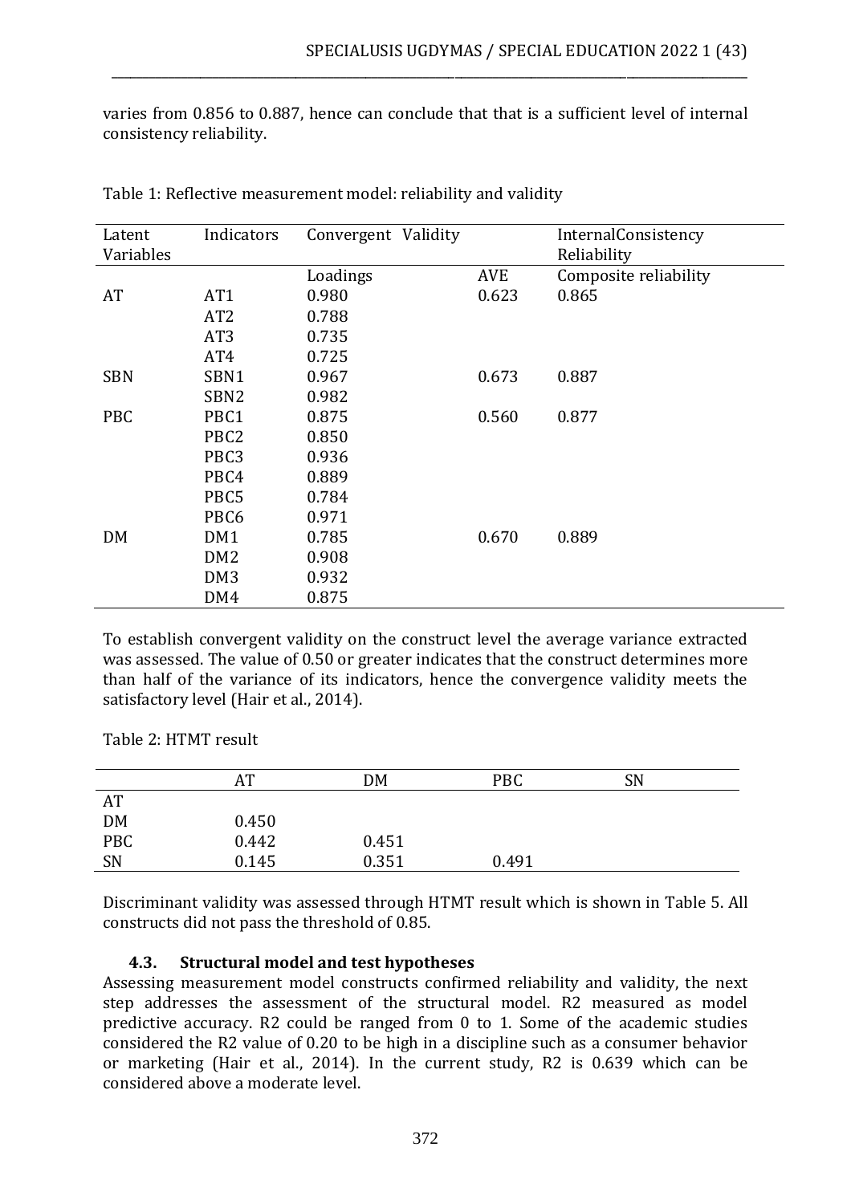varies from 0.856 to 0.887, hence can conclude that that is a sufficient level of internal consistency reliability.

Table 1: Reflective measurement model: reliability and validity

| Latent Variables | Indicators | Convergent Validity | | InternalConsistency Reliability |
|---|---|---|---|---|
| | | Loadings | AVE | Composite reliability |
| AT | AT1 | 0.980 | 0.623 | 0.865 |
| | AT2 | 0.788 | | |
| | AT3 | 0.735 | | |
| | AT4 | 0.725 | | |
| SBN | SBN1 | 0.967 | 0.673 | 0.887 |
| | SBN2 | 0.982 | | |
| PBC | PBC1 | 0.875 | 0.560 | 0.877 |
| | PBC2 | 0.850 | | |
| | PBC3 | 0.936 | | |
| | PBC4 | 0.889 | | |
| | PBC5 | 0.784 | | |
| | PBC6 | 0.971 | | |
| DM | DM1 | 0.785 | 0.670 | 0.889 |
| | DM2 | 0.908 | | |
| | DM3 | 0.932 | | |
| | DM4 | 0.875 | | |

To establish convergent validity on the construct level the average variance extracted was assessed. The value of 0.50 or greater indicates that the construct determines more than half of the variance of its indicators, hence the convergence validity meets the satisfactory level (Hair et al., 2014).

Table 2: HTMT result

| | AT | DM | PBC | SN |
|---|---|---|---|---|
| AT | | | | |
| DM | 0.450 | | | |
| PBC | 0.442 | 0.451 | | |
| SN | 0.145 | 0.351 | 0.491 | |

Discriminant validity was assessed through HTMT result which is shown in Table 5. All constructs did not pass the threshold of 0.85.

### 4.3. Structural model and test hypotheses

Assessing measurement model constructs confirmed reliability and validity, the next step addresses the assessment of the structural model. R2 measured as model predictive accuracy. R2 could be ranged from 0 to 1. Some of the academic studies considered the R2 value of 0.20 to be high in a discipline such as a consumer behavior or marketing (Hair et al., 2014). In the current study, R2 is 0.639 which can be considered above a moderate level.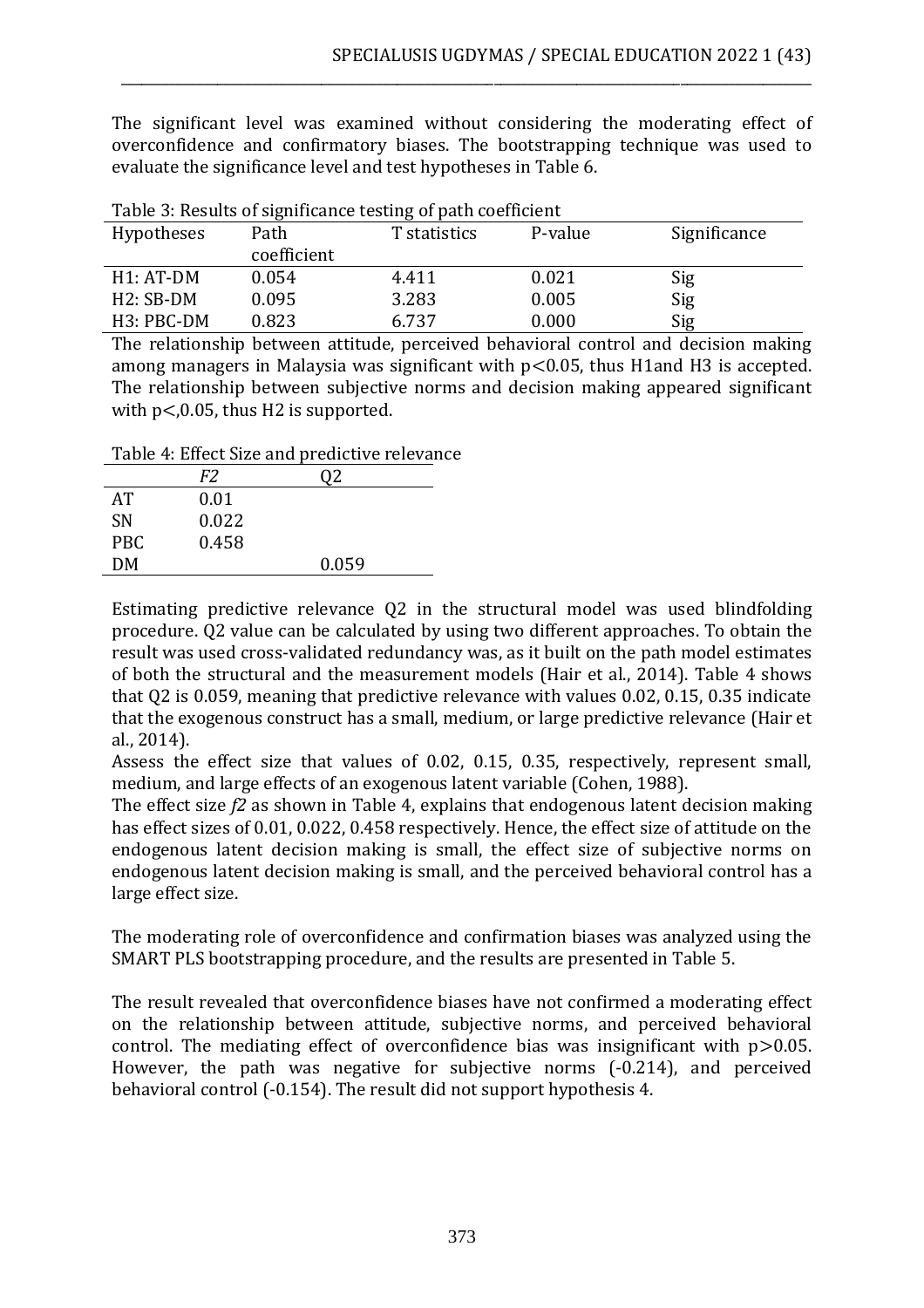The significant level was examined without considering the moderating effect of overconfidence and confirmatory biases. The bootstrapping technique was used to evaluate the significance level and test hypotheses in Table 6.

Table 3: Results of significance testing of path coefficient

| Hypotheses | Path coefficient | T statistics | P-value | Significance |
|---|---|---|---|---|
| H1: AT-DM | 0.054 | 4.411 | 0.021 | Sig |
| H2: SB-DM | 0.095 | 3.283 | 0.005 | Sig |
| H3: PBC-DM | 0.823 | 6.737 | 0.000 | Sig |

The relationship between attitude, perceived behavioral control and decision making among managers in Malaysia was significant with $p<0.05$, thus H1and H3 is accepted. The relationship between subjective norms and decision making appeared significant with p<,0.05, thus H2 is supported.

Table 4: Effect Size and predictive relevance

| | *F2* | Q2 |
|---|---|---|
| AT | 0.01 | |
| SN | 0.022 | |
| PBC | 0.458 | |
| DM | | 0.059 |

Estimating predictive relevance Q2 in the structural model was used blindfolding procedure. Q2 value can be calculated by using two different approaches. To obtain the result was used cross-validated redundancy was, as it built on the path model estimates of both the structural and the measurement models (Hair et al., 2014). Table 4 shows that Q2 is 0.059, meaning that predictive relevance with values 0.02, 0.15, 0.35 indicate that the exogenous construct has a small, medium, or large predictive relevance (Hair et al., 2014).

Assess the effect size that values of 0.02, 0.15, 0.35, respectively, represent small, medium, and large effects of an exogenous latent variable (Cohen, 1988).

The effect size *f2* as shown in Table 4, explains that endogenous latent decision making has effect sizes of 0.01, 0.022, 0.458 respectively. Hence, the effect size of attitude on the endogenous latent decision making is small, the effect size of subjective norms on endogenous latent decision making is small, and the perceived behavioral control has a large effect size.

The moderating role of overconfidence and confirmation biases was analyzed using the SMART PLS bootstrapping procedure, and the results are presented in Table 5.

The result revealed that overconfidence biases have not confirmed a moderating effect on the relationship between attitude, subjective norms, and perceived behavioral control. The mediating effect of overconfidence bias was insignificant with $p>0.05$. However, the path was negative for subjective norms (-0.214), and perceived behavioral control (-0.154). The result did not support hypothesis 4.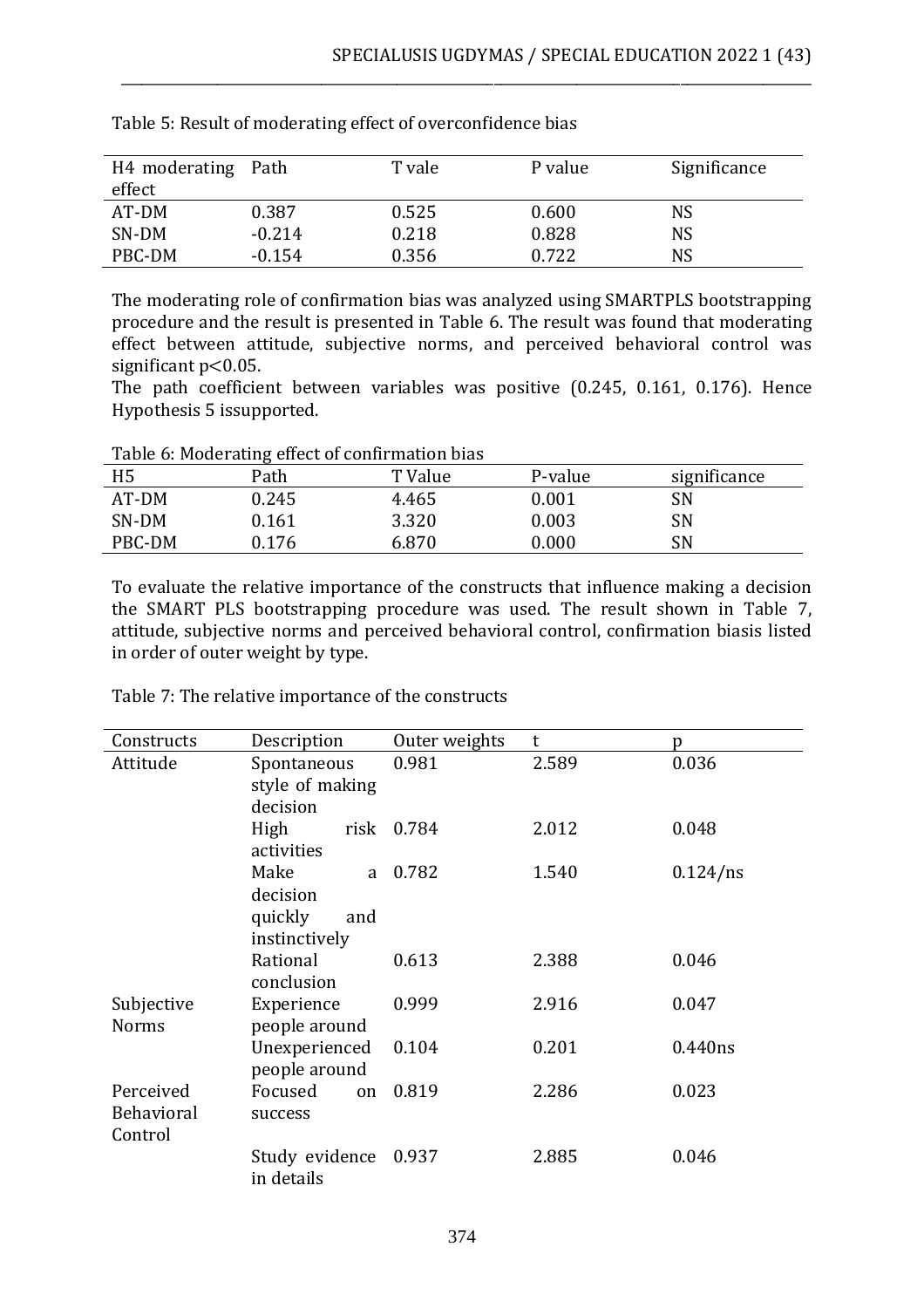Table 5: Result of moderating effect of overconfidence bias

| H4 moderating effect | Path | T vale | P value | Significance |
|---|---|---|---|---|
| AT-DM | 0.387 | 0.525 | 0.600 | NS |
| SN-DM | -0.214 | 0.218 | 0.828 | NS |
| PBC-DM | -0.154 | 0.356 | 0.722 | NS |

The moderating role of confirmation bias was analyzed using SMARTPLS bootstrapping procedure and the result is presented in Table 6. The result was found that moderating effect between attitude, subjective norms, and perceived behavioral control was significant $p<0.05$.
The path coefficient between variables was positive (0.245, 0.161, 0.176). Hence Hypothesis 5 issupported.

Table 6: Moderating effect of confirmation bias

| H5 | Path | T Value | P-value | significance |
|---|---|---|---|---|
| AT-DM | 0.245 | 4.465 | 0.001 | SN |
| SN-DM | 0.161 | 3.320 | 0.003 | SN |
| PBC-DM | 0.176 | 6.870 | 0.000 | SN |

To evaluate the relative importance of the constructs that influence making a decision the SMART PLS bootstrapping procedure was used. The result shown in Table 7, attitude, subjective norms and perceived behavioral control, confirmation biasis listed in order of outer weight by type.

Table 7: The relative importance of the constructs

| Constructs | Description | Outer weights | t | p |
|---|---|---|---|---|
| Attitude | Spontaneous style of making decision | 0.981 | 2.589 | 0.036 |
| | High risk activities | 0.784 | 2.012 | 0.048 |
| | Make a decision quickly and instinctively | 0.782 | 1.540 | 0.124/ns |
| | Rational conclusion | 0.613 | 2.388 | 0.046 |
| Subjective Norms | Experience people around | 0.999 | 2.916 | 0.047 |
| | Unexperienced people around | 0.104 | 0.201 | 0.440ns |
| Perceived Behavioral Control | Focused on success | 0.819 | 2.286 | 0.023 |
| | Study evidence in details | 0.937 | 2.885 | 0.046 |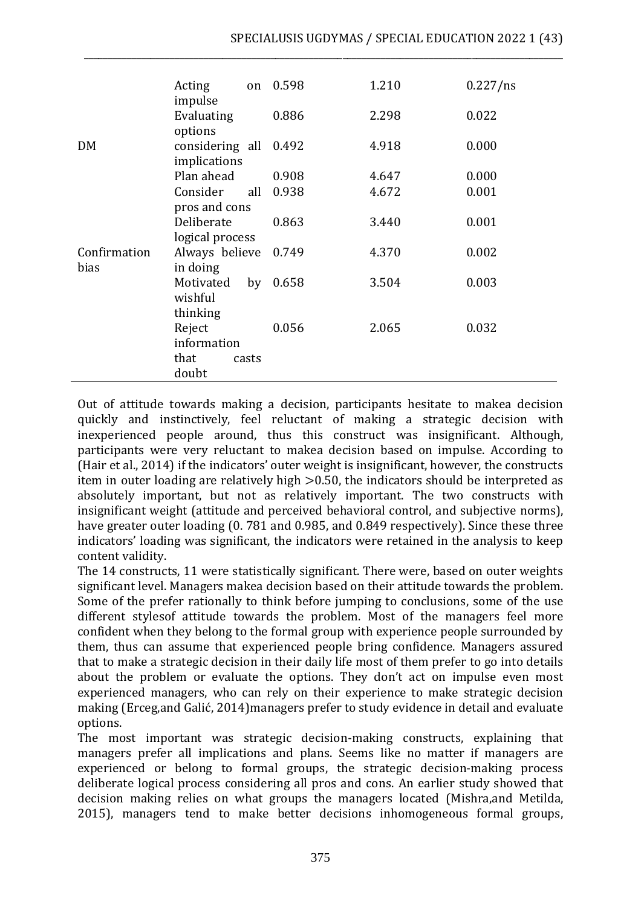| | | | | |
|---|---|---|---|---|
| | Acting on impulse | 0.598 | 1.210 | 0.227/ns |
| | Evaluating options | 0.886 | 2.298 | 0.022 |
| DM | considering all implications | 0.492 | 4.918 | 0.000 |
| | Plan ahead | 0.908 | 4.647 | 0.000 |
| | Consider all pros and cons | 0.938 | 4.672 | 0.001 |
| | Deliberate logical process | 0.863 | 3.440 | 0.001 |
| Confirmation bias | Always believe in doing | 0.749 | 4.370 | 0.002 |
| | Motivated by wishful thinking | 0.658 | 3.504 | 0.003 |
| | Reject information that casts doubt | 0.056 | 2.065 | 0.032 |

Out of attitude towards making a decision, participants hesitate to makea decision quickly and instinctively, feel reluctant of making a strategic decision with inexperienced people around, thus this construct was insignificant. Although, participants were very reluctant to makea decision based on impulse. According to (Hair et al., 2014) if the indicators' outer weight is insignificant, however, the constructs item in outer loading are relatively high >0.50, the indicators should be interpreted as absolutely important, but not as relatively important. The two constructs with insignificant weight (attitude and perceived behavioral control, and subjective norms), have greater outer loading (0. 781 and 0.985, and 0.849 respectively). Since these three indicators' loading was significant, the indicators were retained in the analysis to keep content validity.

The 14 constructs, 11 were statistically significant. There were, based on outer weights significant level. Managers makea decision based on their attitude towards the problem. Some of the prefer rationally to think before jumping to conclusions, some of the use different stylesof attitude towards the problem. Most of the managers feel more confident when they belong to the formal group with experience people surrounded by them, thus can assume that experienced people bring confidence. Managers assured that to make a strategic decision in their daily life most of them prefer to go into details about the problem or evaluate the options. They don't act on impulse even most experienced managers, who can rely on their experience to make strategic decision making (Erceg,and Galić, 2014)managers prefer to study evidence in detail and evaluate options.

The most important was strategic decision-making constructs, explaining that managers prefer all implications and plans. Seems like no matter if managers are experienced or belong to formal groups, the strategic decision-making process deliberate logical process considering all pros and cons. An earlier study showed that decision making relies on what groups the managers located (Mishra,and Metilda, 2015), managers tend to make better decisions inhomogeneous formal groups,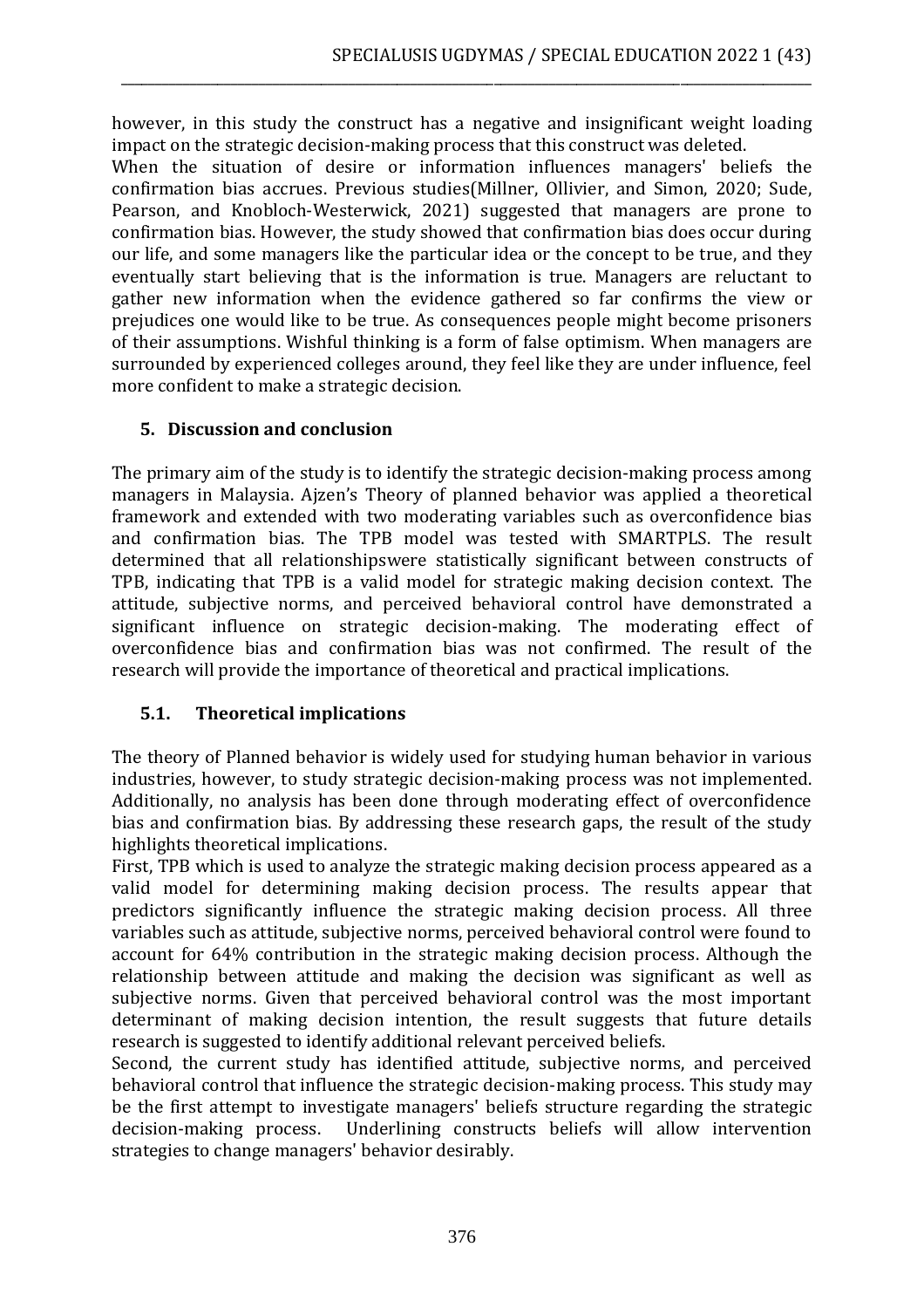however, in this study the construct has a negative and insignificant weight loading impact on the strategic decision-making process that this construct was deleted.

When the situation of desire or information influences managers' beliefs the confirmation bias accrues. Previous studies(Millner, Ollivier, and Simon, 2020; Sude, Pearson, and Knobloch-Westerwick, 2021) suggested that managers are prone to confirmation bias. However, the study showed that confirmation bias does occur during our life, and some managers like the particular idea or the concept to be true, and they eventually start believing that is the information is true. Managers are reluctant to gather new information when the evidence gathered so far confirms the view or prejudices one would like to be true. As consequences people might become prisoners of their assumptions. Wishful thinking is a form of false optimism. When managers are surrounded by experienced colleges around, they feel like they are under influence, feel more confident to make a strategic decision.

## 5. Discussion and conclusion

The primary aim of the study is to identify the strategic decision-making process among managers in Malaysia. Ajzen's Theory of planned behavior was applied a theoretical framework and extended with two moderating variables such as overconfidence bias and confirmation bias. The TPB model was tested with SMARTPLS. The result determined that all relationshipswere statistically significant between constructs of TPB, indicating that TPB is a valid model for strategic making decision context. The attitude, subjective norms, and perceived behavioral control have demonstrated a significant influence on strategic decision-making. The moderating effect of overconfidence bias and confirmation bias was not confirmed. The result of the research will provide the importance of theoretical and practical implications.

### 5.1. Theoretical implications

The theory of Planned behavior is widely used for studying human behavior in various industries, however, to study strategic decision-making process was not implemented. Additionally, no analysis has been done through moderating effect of overconfidence bias and confirmation bias. By addressing these research gaps, the result of the study highlights theoretical implications.

First, TPB which is used to analyze the strategic making decision process appeared as a valid model for determining making decision process. The results appear that predictors significantly influence the strategic making decision process. All three variables such as attitude, subjective norms, perceived behavioral control were found to account for 64% contribution in the strategic making decision process. Although the relationship between attitude and making the decision was significant as well as subjective norms. Given that perceived behavioral control was the most important determinant of making decision intention, the result suggests that future details research is suggested to identify additional relevant perceived beliefs.

Second, the current study has identified attitude, subjective norms, and perceived behavioral control that influence the strategic decision-making process. This study may be the first attempt to investigate managers' beliefs structure regarding the strategic decision-making process. Underlining constructs beliefs will allow intervention strategies to change managers' behavior desirably.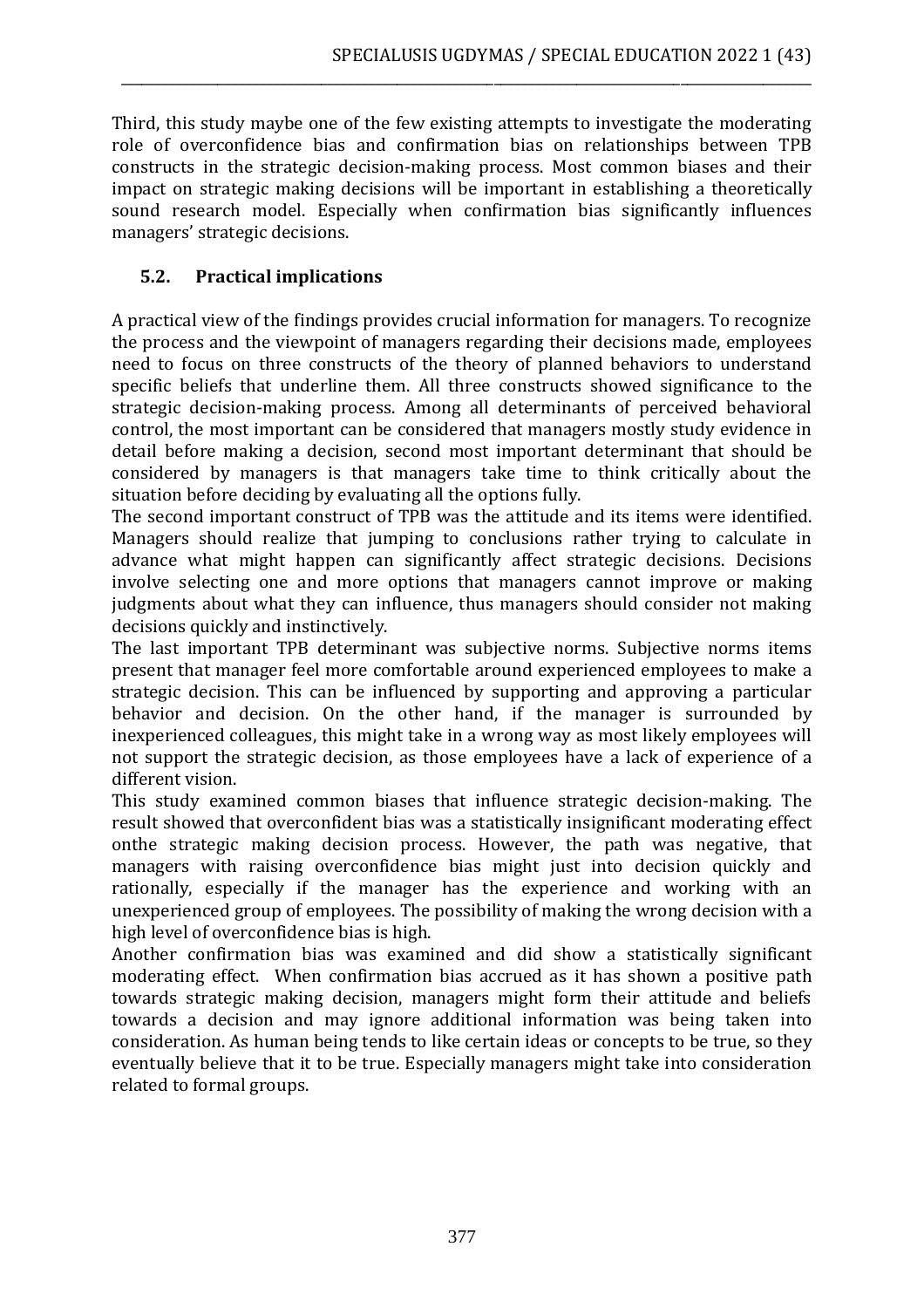Third, this study maybe one of the few existing attempts to investigate the moderating role of overconfidence bias and confirmation bias on relationships between TPB constructs in the strategic decision-making process. Most common biases and their impact on strategic making decisions will be important in establishing a theoretically sound research model. Especially when confirmation bias significantly influences managers' strategic decisions.

### 5.2. Practical implications

A practical view of the findings provides crucial information for managers. To recognize the process and the viewpoint of managers regarding their decisions made, employees need to focus on three constructs of the theory of planned behaviors to understand specific beliefs that underline them. All three constructs showed significance to the strategic decision-making process. Among all determinants of perceived behavioral control, the most important can be considered that managers mostly study evidence in detail before making a decision, second most important determinant that should be considered by managers is that managers take time to think critically about the situation before deciding by evaluating all the options fully.

The second important construct of TPB was the attitude and its items were identified. Managers should realize that jumping to conclusions rather trying to calculate in advance what might happen can significantly affect strategic decisions. Decisions involve selecting one and more options that managers cannot improve or making judgments about what they can influence, thus managers should consider not making decisions quickly and instinctively.

The last important TPB determinant was subjective norms. Subjective norms items present that manager feel more comfortable around experienced employees to make a strategic decision. This can be influenced by supporting and approving a particular behavior and decision. On the other hand, if the manager is surrounded by inexperienced colleagues, this might take in a wrong way as most likely employees will not support the strategic decision, as those employees have a lack of experience of a different vision.

This study examined common biases that influence strategic decision-making. The result showed that overconfident bias was a statistically insignificant moderating effect onthe strategic making decision process. However, the path was negative, that managers with raising overconfidence bias might just into decision quickly and rationally, especially if the manager has the experience and working with an unexperienced group of employees. The possibility of making the wrong decision with a high level of overconfidence bias is high.

Another confirmation bias was examined and did show a statistically significant moderating effect. When confirmation bias accrued as it has shown a positive path towards strategic making decision, managers might form their attitude and beliefs towards a decision and may ignore additional information was being taken into consideration. As human being tends to like certain ideas or concepts to be true, so they eventually believe that it to be true. Especially managers might take into consideration related to formal groups.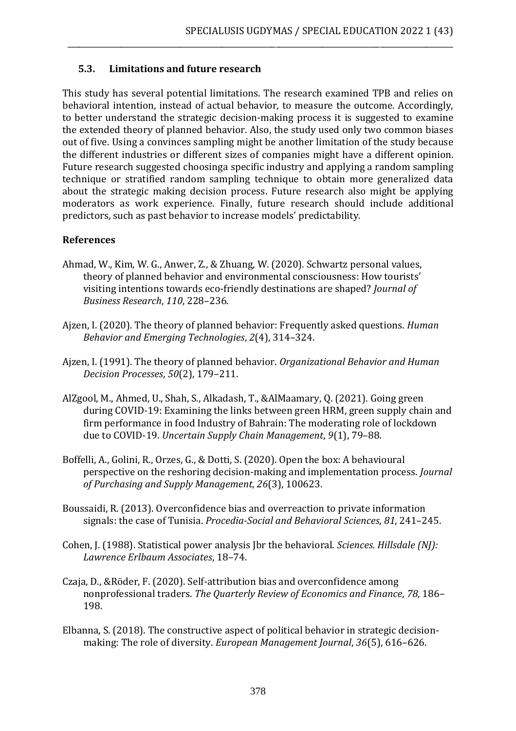### 5.3. Limitations and future research

This study has several potential limitations. The research examined TPB and relies on behavioral intention, instead of actual behavior, to measure the outcome. Accordingly, to better understand the strategic decision-making process it is suggested to examine the extended theory of planned behavior. Also, the study used only two common biases out of five. Using a convinces sampling might be another limitation of the study because the different industries or different sizes of companies might have a different opinion. Future research suggested choosinga specific industry and applying a random sampling technique or stratified random sampling technique to obtain more generalized data about the strategic making decision process. Future research also might be applying moderators as work experience. Finally, future research should include additional predictors, such as past behavior to increase models' predictability.

## References

Ahmad, W., Kim, W. G., Anwer, Z., & Zhuang, W. (2020). Schwartz personal values, theory of planned behavior and environmental consciousness: How tourists' visiting intentions towards eco-friendly destinations are shaped? *Journal of Business Research*, *110*, 228–236.

Ajzen, I. (2020). The theory of planned behavior: Frequently asked questions. *Human Behavior and Emerging Technologies*, *2*(4), 314–324.

Ajzen, I. (1991). The theory of planned behavior. *Organizational Behavior and Human Decision Processes*, *50*(2), 179–211.

AlZgool, M., Ahmed, U., Shah, S., Alkadash, T., &AlMaamary, Q. (2021). Going green during COVID-19: Examining the links between green HRM, green supply chain and firm performance in food Industry of Bahrain: The moderating role of lockdown due to COVID-19. *Uncertain Supply Chain Management*, *9*(1), 79–88.

Boffelli, A., Golini, R., Orzes, G., & Dotti, S. (2020). Open the box: A behavioural perspective on the reshoring decision-making and implementation process. *Journal of Purchasing and Supply Management*, *26*(3), 100623.

Boussaidi, R. (2013). Overconfidence bias and overreaction to private information signals: the case of Tunisia. *Procedia-Social and Behavioral Sciences*, *81*, 241–245.

Cohen, J. (1988). Statistical power analysis Jbr the behavioral. *Sciences. Hillsdale (NJ): Lawrence Erlbaum Associates*, 18–74.

Czaja, D., &Röder, F. (2020). Self-attribution bias and overconfidence among nonprofessional traders. *The Quarterly Review of Economics and Finance*, *78*, 186–198.

Elbanna, S. (2018). The constructive aspect of political behavior in strategic decision-making: The role of diversity. *European Management Journal*, *36*(5), 616–626.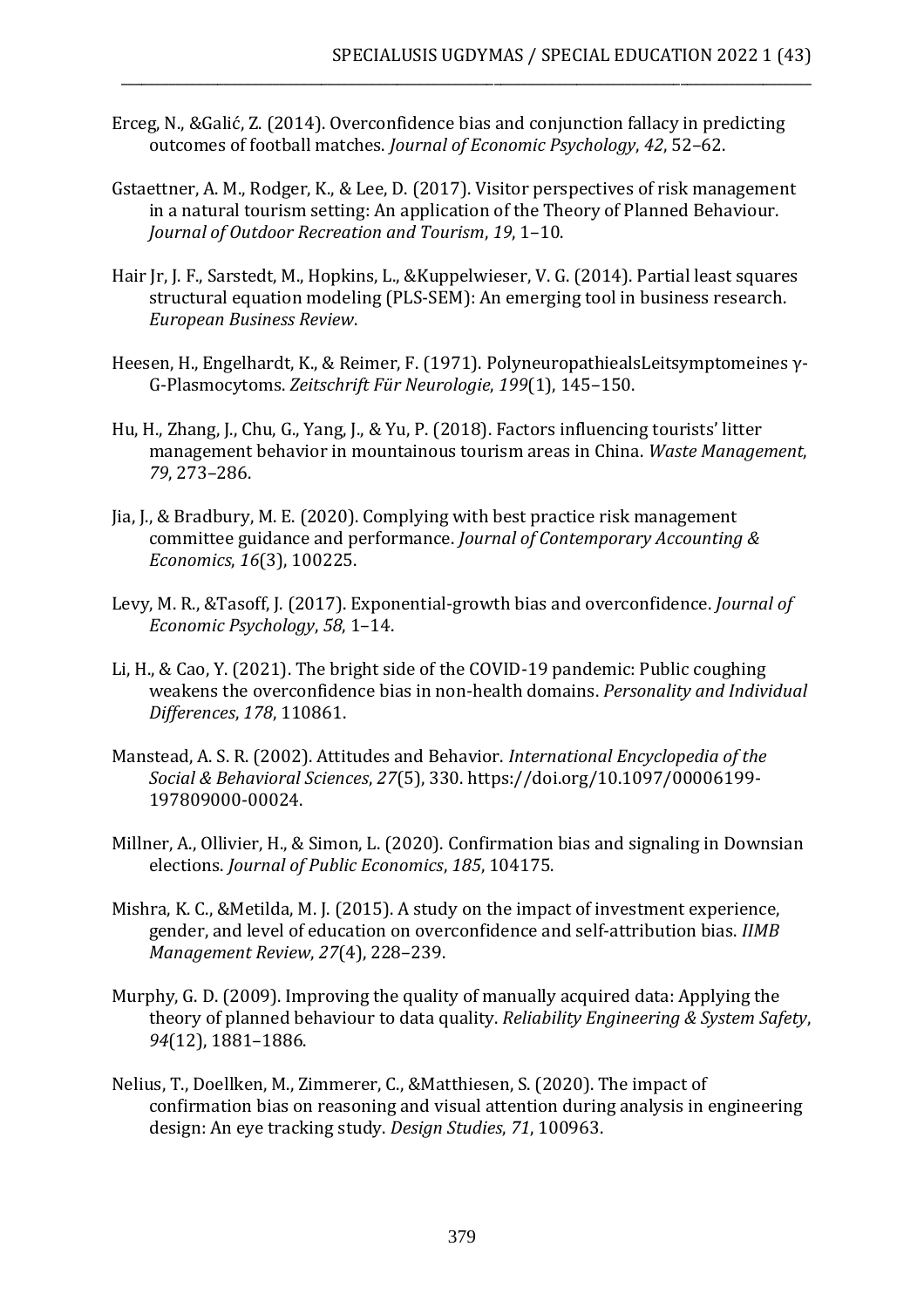Erceg, N., &Galić, Z. (2014). Overconfidence bias and conjunction fallacy in predicting outcomes of football matches. *Journal of Economic Psychology*, *42*, 52–62.

Gstaettner, A. M., Rodger, K., & Lee, D. (2017). Visitor perspectives of risk management in a natural tourism setting: An application of the Theory of Planned Behaviour. *Journal of Outdoor Recreation and Tourism*, *19*, 1–10.

Hair Jr, J. F., Sarstedt, M., Hopkins, L., &Kuppelwieser, V. G. (2014). Partial least squares structural equation modeling (PLS-SEM): An emerging tool in business research. *European Business Review*.

Heesen, H., Engelhardt, K., & Reimer, F. (1971). PolyneuropathiealsLeitsymptomeines γ-G-Plasmocytoms. *Zeitschrift Für Neurologie*, *199*(1), 145–150.

Hu, H., Zhang, J., Chu, G., Yang, J., & Yu, P. (2018). Factors influencing tourists' litter management behavior in mountainous tourism areas in China. *Waste Management*, *79*, 273–286.

Jia, J., & Bradbury, M. E. (2020). Complying with best practice risk management committee guidance and performance. *Journal of Contemporary Accounting & Economics*, *16*(3), 100225.

Levy, M. R., &Tasoff, J. (2017). Exponential-growth bias and overconfidence. *Journal of Economic Psychology*, *58*, 1–14.

Li, H., & Cao, Y. (2021). The bright side of the COVID-19 pandemic: Public coughing weakens the overconfidence bias in non-health domains. *Personality and Individual Differences*, *178*, 110861.

Manstead, A. S. R. (2002). Attitudes and Behavior. *International Encyclopedia of the Social & Behavioral Sciences*, *27*(5), 330. https://doi.org/10.1097/00006199-197809000-00024.

Millner, A., Ollivier, H., & Simon, L. (2020). Confirmation bias and signaling in Downsian elections. *Journal of Public Economics*, *185*, 104175.

Mishra, K. C., &Metilda, M. J. (2015). A study on the impact of investment experience, gender, and level of education on overconfidence and self-attribution bias. *IIMB Management Review*, *27*(4), 228–239.

Murphy, G. D. (2009). Improving the quality of manually acquired data: Applying the theory of planned behaviour to data quality. *Reliability Engineering & System Safety*, *94*(12), 1881–1886.

Nelius, T., Doellken, M., Zimmerer, C., &Matthiesen, S. (2020). The impact of confirmation bias on reasoning and visual attention during analysis in engineering design: An eye tracking study. *Design Studies*, *71*, 100963.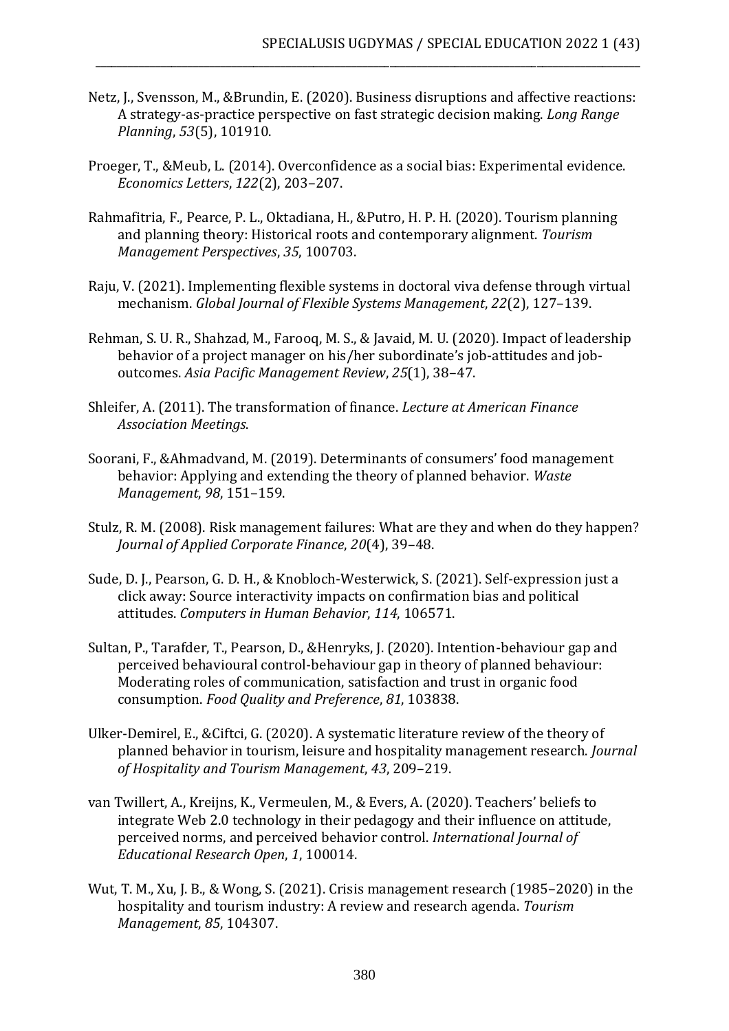Netz, J., Svensson, M., &Brundin, E. (2020). Business disruptions and affective reactions: A strategy-as-practice perspective on fast strategic decision making. *Long Range Planning*, *53*(5), 101910.

Proeger, T., &Meub, L. (2014). Overconfidence as a social bias: Experimental evidence. *Economics Letters*, *122*(2), 203–207.

Rahmafitria, F., Pearce, P. L., Oktadiana, H., &Putro, H. P. H. (2020). Tourism planning and planning theory: Historical roots and contemporary alignment. *Tourism Management Perspectives*, *35*, 100703.

Raju, V. (2021). Implementing flexible systems in doctoral viva defense through virtual mechanism. *Global Journal of Flexible Systems Management*, *22*(2), 127–139.

Rehman, S. U. R., Shahzad, M., Farooq, M. S., & Javaid, M. U. (2020). Impact of leadership behavior of a project manager on his/her subordinate's job-attitudes and job-outcomes. *Asia Pacific Management Review*, *25*(1), 38–47.

Shleifer, A. (2011). The transformation of finance. *Lecture at American Finance Association Meetings*.

Soorani, F., &Ahmadvand, M. (2019). Determinants of consumers' food management behavior: Applying and extending the theory of planned behavior. *Waste Management*, *98*, 151–159.

Stulz, R. M. (2008). Risk management failures: What are they and when do they happen? *Journal of Applied Corporate Finance*, *20*(4), 39–48.

Sude, D. J., Pearson, G. D. H., & Knobloch-Westerwick, S. (2021). Self-expression just a click away: Source interactivity impacts on confirmation bias and political attitudes. *Computers in Human Behavior*, *114*, 106571.

Sultan, P., Tarafder, T., Pearson, D., &Henryks, J. (2020). Intention-behaviour gap and perceived behavioural control-behaviour gap in theory of planned behaviour: Moderating roles of communication, satisfaction and trust in organic food consumption. *Food Quality and Preference*, *81*, 103838.

Ulker-Demirel, E., &Ciftci, G. (2020). A systematic literature review of the theory of planned behavior in tourism, leisure and hospitality management research. *Journal of Hospitality and Tourism Management*, *43*, 209–219.

van Twillert, A., Kreijns, K., Vermeulen, M., & Evers, A. (2020). Teachers' beliefs to integrate Web 2.0 technology in their pedagogy and their influence on attitude, perceived norms, and perceived behavior control. *International Journal of Educational Research Open*, *1*, 100014.

Wut, T. M., Xu, J. B., & Wong, S. (2021). Crisis management research (1985–2020) in the hospitality and tourism industry: A review and research agenda. *Tourism Management*, *85*, 104307.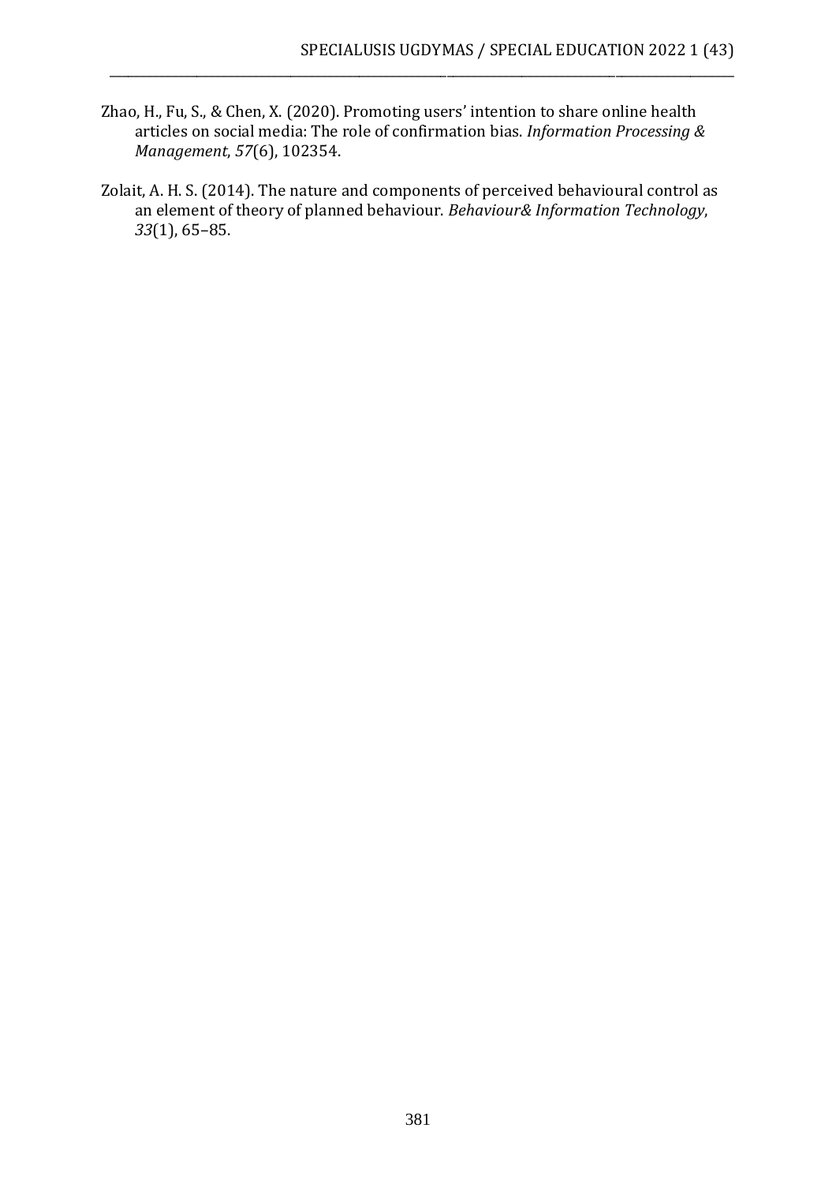Zhao, H., Fu, S., & Chen, X. (2020). Promoting users' intention to share online health articles on social media: The role of confirmation bias. *Information Processing & Management*, *57*(6), 102354.

Zolait, A. H. S. (2014). The nature and components of perceived behavioural control as an element of theory of planned behaviour. *Behaviour& Information Technology*, *33*(1), 65–85.